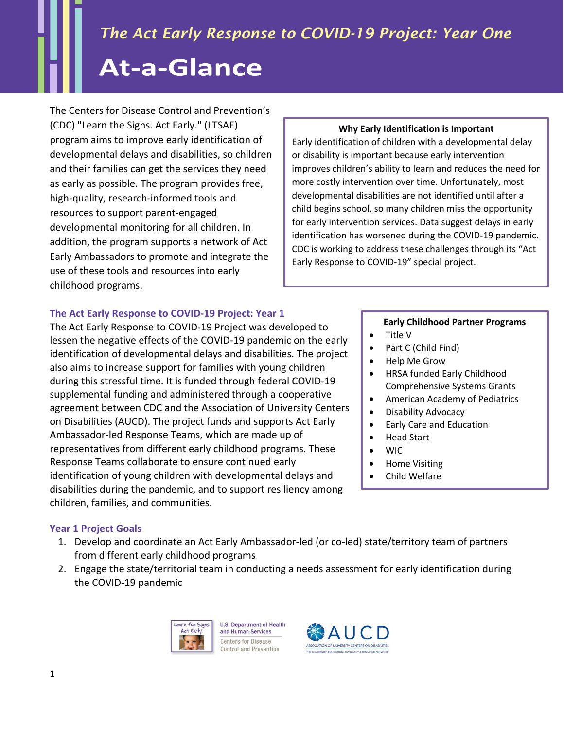*The Act Early Response to COVID-19 Project: Year One*

# At-a-Glance

The Centers for Disease Control and Prevention's (CDC) "Learn the Signs. Act Early." (LTSAE) program aims to improve early identification of developmental delays and disabilities, so children and their families can get the services they need as early as possible. The program provides free, high-quality, research-informed tools and resources to support parent-engaged developmental monitoring for all children. In addition, the program supports a network of Act Early Ambassadors to promote and integrate the use of these tools and resources into early childhood programs.

**Why Early Identification is Important**

Early identification of children with a developmental delay or disability is important because early intervention improves children's ability to learn and reduces the need for more costly intervention over time. Unfortunately, most developmental disabilities are not identified until after a child begins school, so many children miss the opportunity for early intervention services. Data suggest delays in early identification has worsened during the COVID-19 pandemic. CDC is working to address these challenges through its "Act Early Response to COVID-19" special project.

## The Act Early Response to COVID-19 Project: Year 1

The Act Early Response to COVID-19 Project was developed to lessen the negative effects of the COVID-19 pandemic on the early identification of developmental delays and disabilities. The project also aims to increase support for families with young children during this stressful time. It is funded through federal COVID-19 supplemental funding and administered through a cooperative agreement between CDC and the Association of University Centers on Disabilities (AUCD). The project funds and supports Act Early Ambassador-led Response Teams, which are made up of representatives from different early childhood programs. These Response Teams collaborate to ensure continued early identification of young children with developmental delays and disabilities during the pandemic, and to support resiliency among children, families, and communities.

**Early Childhood Partner Programs**

- Title V
- Part C (Child Find)
- Help Me Grow
- HRSA funded Early Childhood Comprehensive Systems Grants
- American Academy of Pediatrics
- Disability Advocacy
- Early Care and Education
- Head Start
- WIC
- Home Visiting
- Child Welfare

## Year 1 Project Goals

1. Develop and coordinate an Act Early Ambassador-led (or co-led) state/territory team of partners from different early childhood programs
2. Engage the state/territorial team in conducting a needs assessment for early identification during the COVID-19 pandemic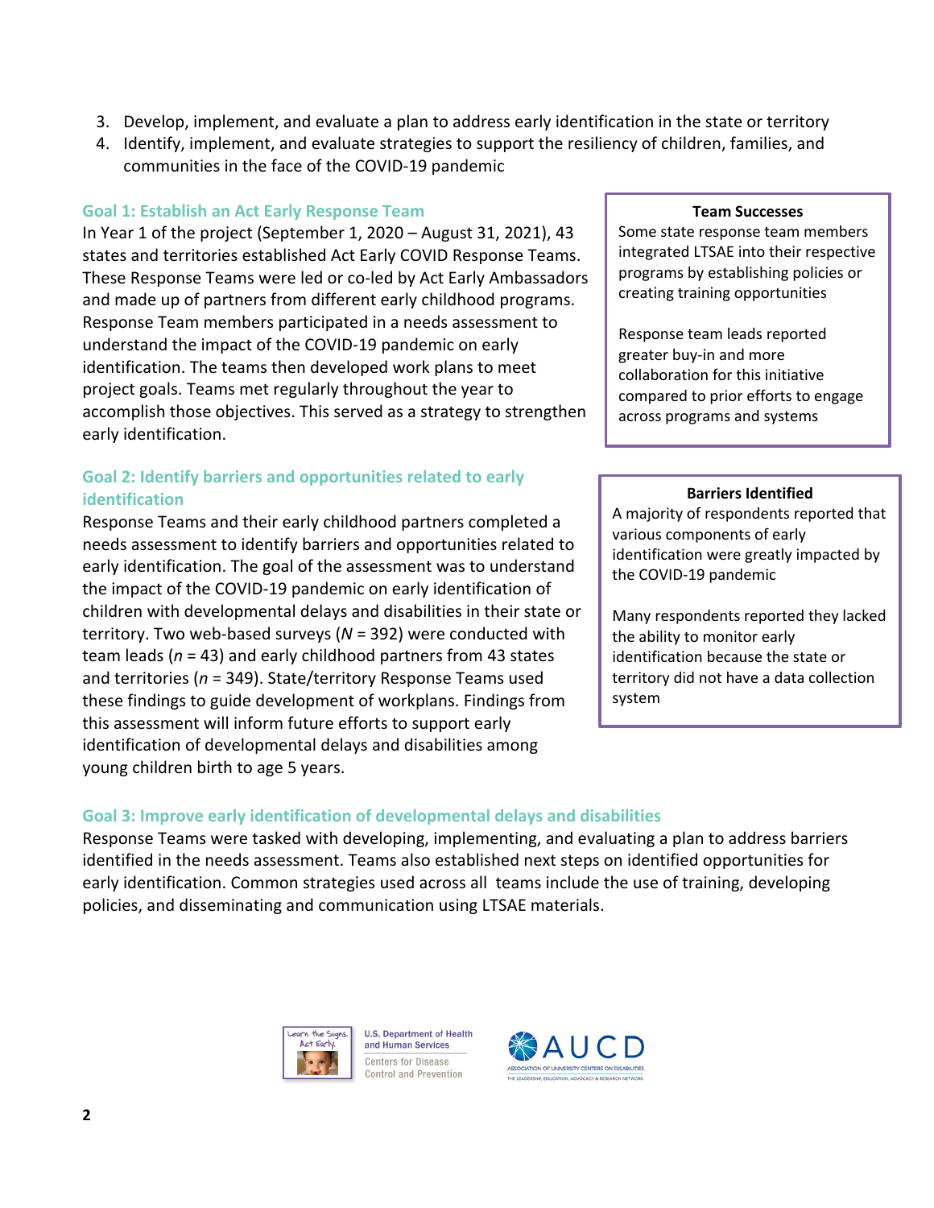3. Develop, implement, and evaluate a plan to address early identification in the state or territory
4. Identify, implement, and evaluate strategies to support the resiliency of children, families, and communities in the face of the COVID-19 pandemic

### Goal 1: Establish an Act Early Response Team

In Year 1 of the project (September 1, 2020 – August 31, 2021), 43 states and territories established Act Early COVID Response Teams. These Response Teams were led or co-led by Act Early Ambassadors and made up of partners from different early childhood programs. Response Team members participated in a needs assessment to understand the impact of the COVID-19 pandemic on early identification. The teams then developed work plans to meet project goals. Teams met regularly throughout the year to accomplish those objectives. This served as a strategy to strengthen early identification.

> **Team Successes**
>
> Some state response team members integrated LTSAE into their respective programs by establishing policies or creating training opportunities
>
> Response team leads reported greater buy-in and more collaboration for this initiative compared to prior efforts to engage across programs and systems

### Goal 2: Identify barriers and opportunities related to early identification

Response Teams and their early childhood partners completed a needs assessment to identify barriers and opportunities related to early identification. The goal of the assessment was to understand the impact of the COVID-19 pandemic on early identification of children with developmental delays and disabilities in their state or territory. Two web-based surveys (*N* = 392) were conducted with team leads (*n* = 43) and early childhood partners from 43 states and territories (*n* = 349). State/territory Response Teams used these findings to guide development of workplans. Findings from this assessment will inform future efforts to support early identification of developmental delays and disabilities among young children birth to age 5 years.

> **Barriers Identified**
>
> A majority of respondents reported that various components of early identification were greatly impacted by the COVID-19 pandemic
>
> Many respondents reported they lacked the ability to monitor early identification because the state or territory did not have a data collection system

### Goal 3: Improve early identification of developmental delays and disabilities

Response Teams were tasked with developing, implementing, and evaluating a plan to address barriers identified in the needs assessment. Teams also established next steps on identified opportunities for early identification. Common strategies used across all teams include the use of training, developing policies, and disseminating and communication using LTSAE materials.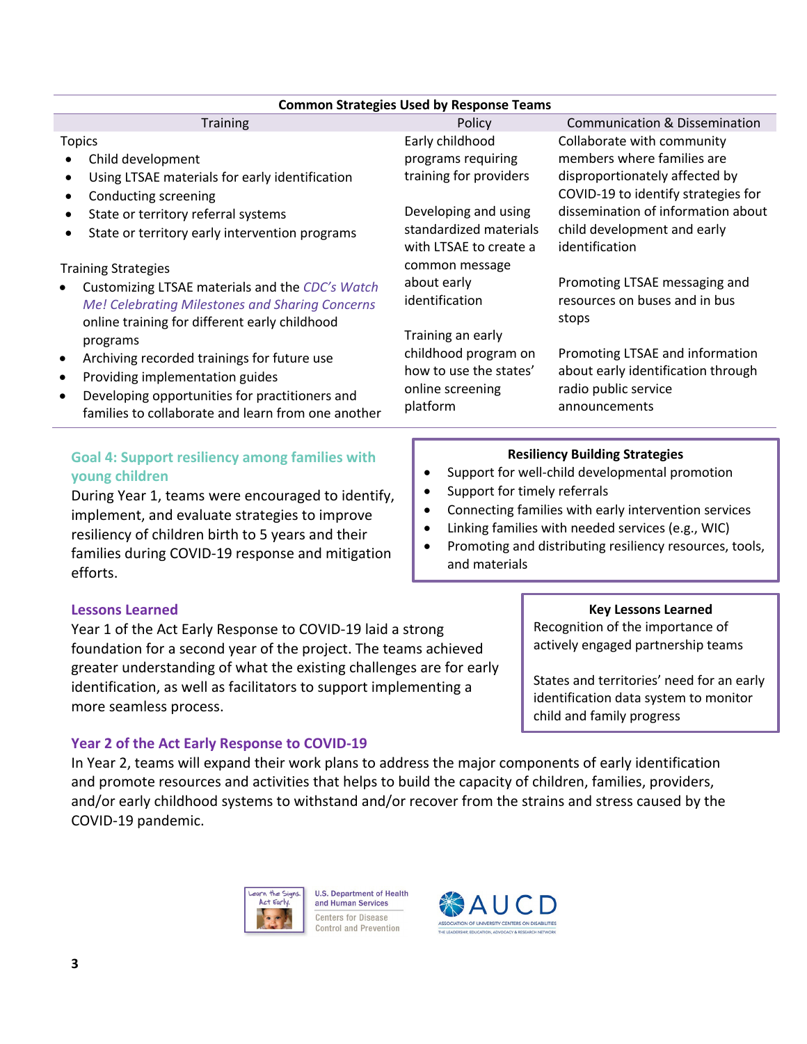| Common Strategies Used by Response Teams | | |
|---|---|---|
| Training | Policy | Communication & Dissemination |
| Topics<br>• Child development<br>• Using LTSAE materials for early identification<br>• Conducting screening<br>• State or territory referral systems<br>• State or territory early intervention programs<br><br>Training Strategies<br>• Customizing LTSAE materials and the *CDC's Watch Me! Celebrating Milestones and Sharing Concerns* online training for different early childhood programs<br>• Archiving recorded trainings for future use<br>• Providing implementation guides<br>• Developing opportunities for practitioners and families to collaborate and learn from one another | Early childhood programs requiring training for providers<br><br>Developing and using standardized materials with LTSAE to create a common message about early identification<br><br>Training an early childhood program on how to use the states' online screening platform | Collaborate with community members where families are disproportionately affected by COVID-19 to identify strategies for dissemination of information about child development and early identification<br><br>Promoting LTSAE messaging and resources on buses and in bus stops<br><br>Promoting LTSAE and information about early identification through radio public service announcements |

## Goal 4: Support resiliency among families with young children

During Year 1, teams were encouraged to identify, implement, and evaluate strategies to improve resiliency of children birth to 5 years and their families during COVID-19 response and mitigation efforts.

**Resiliency Building Strategies**

- Support for well-child developmental promotion
- Support for timely referrals
- Connecting families with early intervention services
- Linking families with needed services (e.g., WIC)
- Promoting and distributing resiliency resources, tools, and materials

## Lessons Learned

Year 1 of the Act Early Response to COVID-19 laid a strong foundation for a second year of the project. The teams achieved greater understanding of what the existing challenges are for early identification, as well as facilitators to support implementing a more seamless process.

**Key Lessons Learned**

Recognition of the importance of actively engaged partnership teams

States and territories' need for an early identification data system to monitor child and family progress

## Year 2 of the Act Early Response to COVID-19

In Year 2, teams will expand their work plans to address the major components of early identification and promote resources and activities that helps to build the capacity of children, families, providers, and/or early childhood systems to withstand and/or recover from the strains and stress caused by the COVID-19 pandemic.